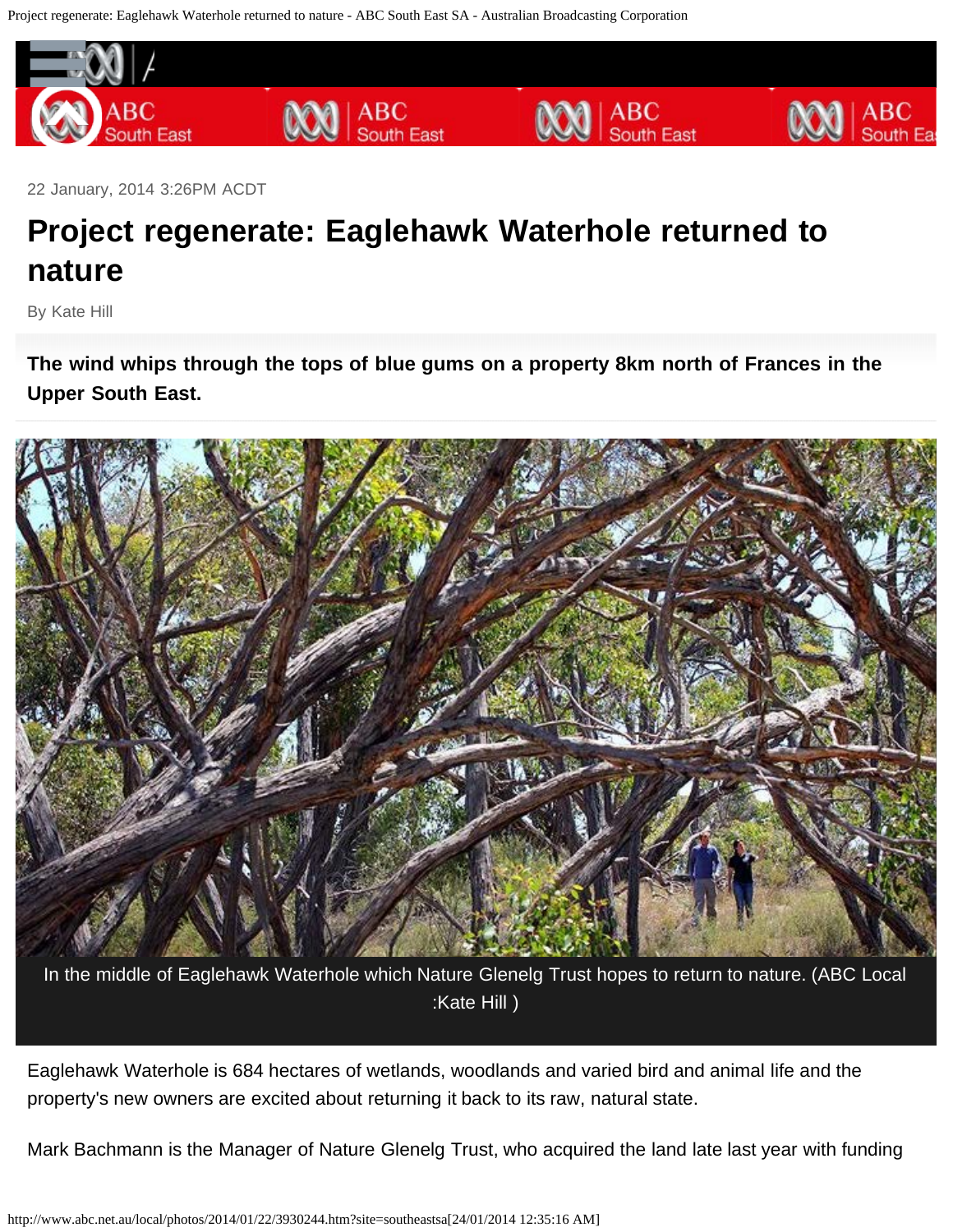22 January, 2014 3:26PM ACDT

# Project regenerate: Eaglehawk Waterhole returned to nature

By Kate Hill

**The wind whips through the tops of blue gums on a property 8km north of Frances in the Upper South East.**

In the middle of Eaglehawk Waterhole which Nature Glenelg Trust hopes to return to nature. (ABC Local :Kate Hill )

Eaglehawk Waterhole is 684 hectares of wetlands, woodlands and varied bird and animal life and the property's new owners are excited about returning it back to its raw, natural state.

Mark Bachmann is the Manager of Nature Glenelg Trust, who acquired the land late last year with funding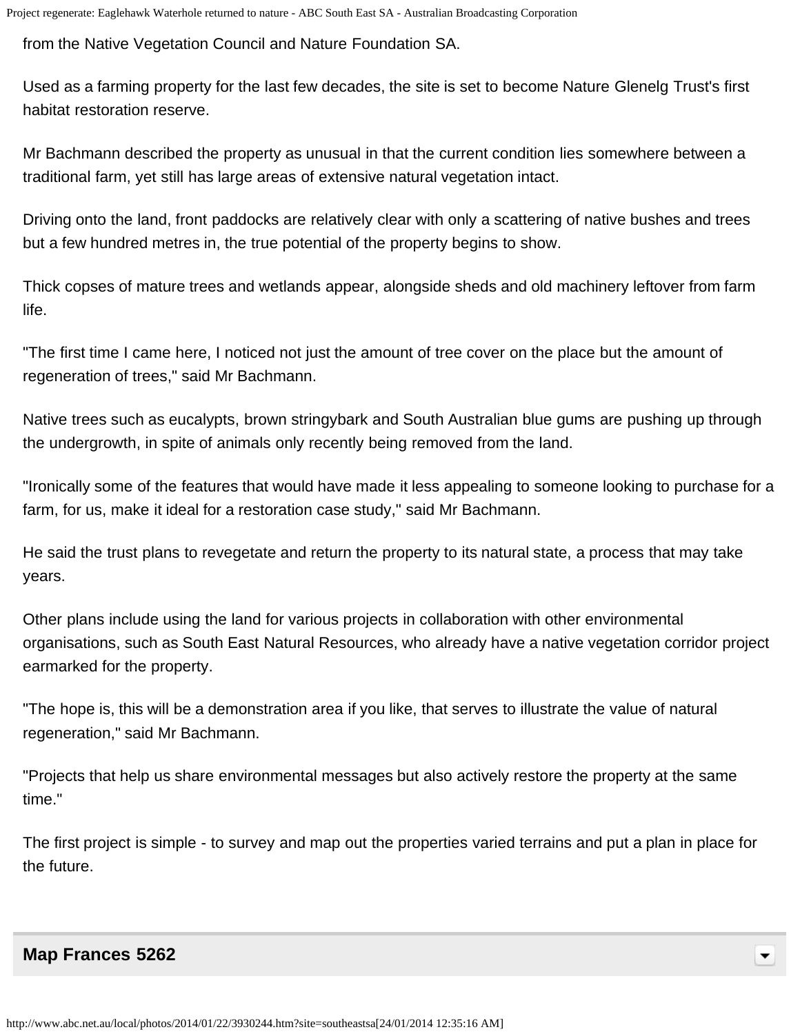from the Native Vegetation Council and Nature Foundation SA.

Used as a farming property for the last few decades, the site is set to become Nature Glenelg Trust's first habitat restoration reserve.

Mr Bachmann described the property as unusual in that the current condition lies somewhere between a traditional farm, yet still has large areas of extensive natural vegetation intact.

Driving onto the land, front paddocks are relatively clear with only a scattering of native bushes and trees but a few hundred metres in, the true potential of the property begins to show.

Thick copses of mature trees and wetlands appear, alongside sheds and old machinery leftover from farm life.

"The first time I came here, I noticed not just the amount of tree cover on the place but the amount of regeneration of trees," said Mr Bachmann.

Native trees such as eucalypts, brown stringybark and South Australian blue gums are pushing up through the undergrowth, in spite of animals only recently being removed from the land.

"Ironically some of the features that would have made it less appealing to someone looking to purchase for a farm, for us, make it ideal for a restoration case study," said Mr Bachmann.

He said the trust plans to revegetate and return the property to its natural state, a process that may take years.

Other plans include using the land for various projects in collaboration with other environmental organisations, such as South East Natural Resources, who already have a native vegetation corridor project earmarked for the property.

"The hope is, this will be a demonstration area if you like, that serves to illustrate the value of natural regeneration," said Mr Bachmann.

"Projects that help us share environmental messages but also actively restore the property at the same time."

The first project is simple - to survey and map out the properties varied terrains and put a plan in place for the future.

## Map Frances 5262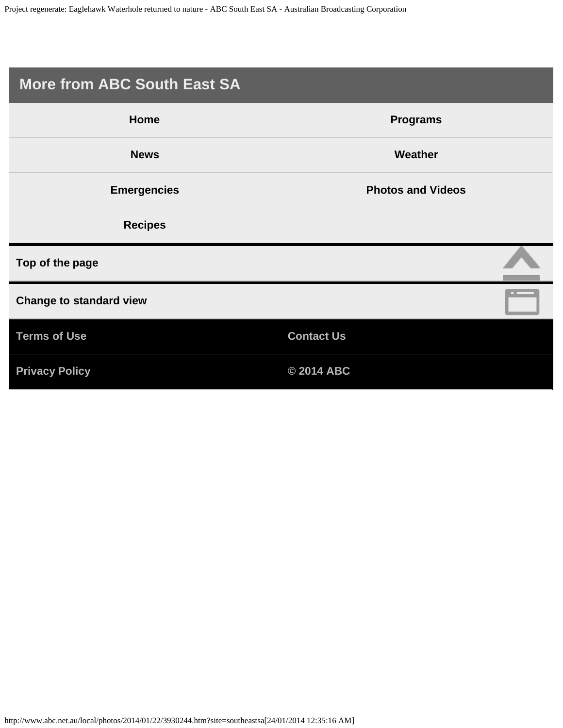## More from ABC South East SA

| | |
|---|---|
| Home | Programs |
| News | Weather |
| Emergencies | Photos and Videos |
| Recipes | |

**Top of the page**

**Change to standard view**

| | |
|---|---|
| Terms of Use | Contact Us |
| Privacy Policy | © 2014 ABC |